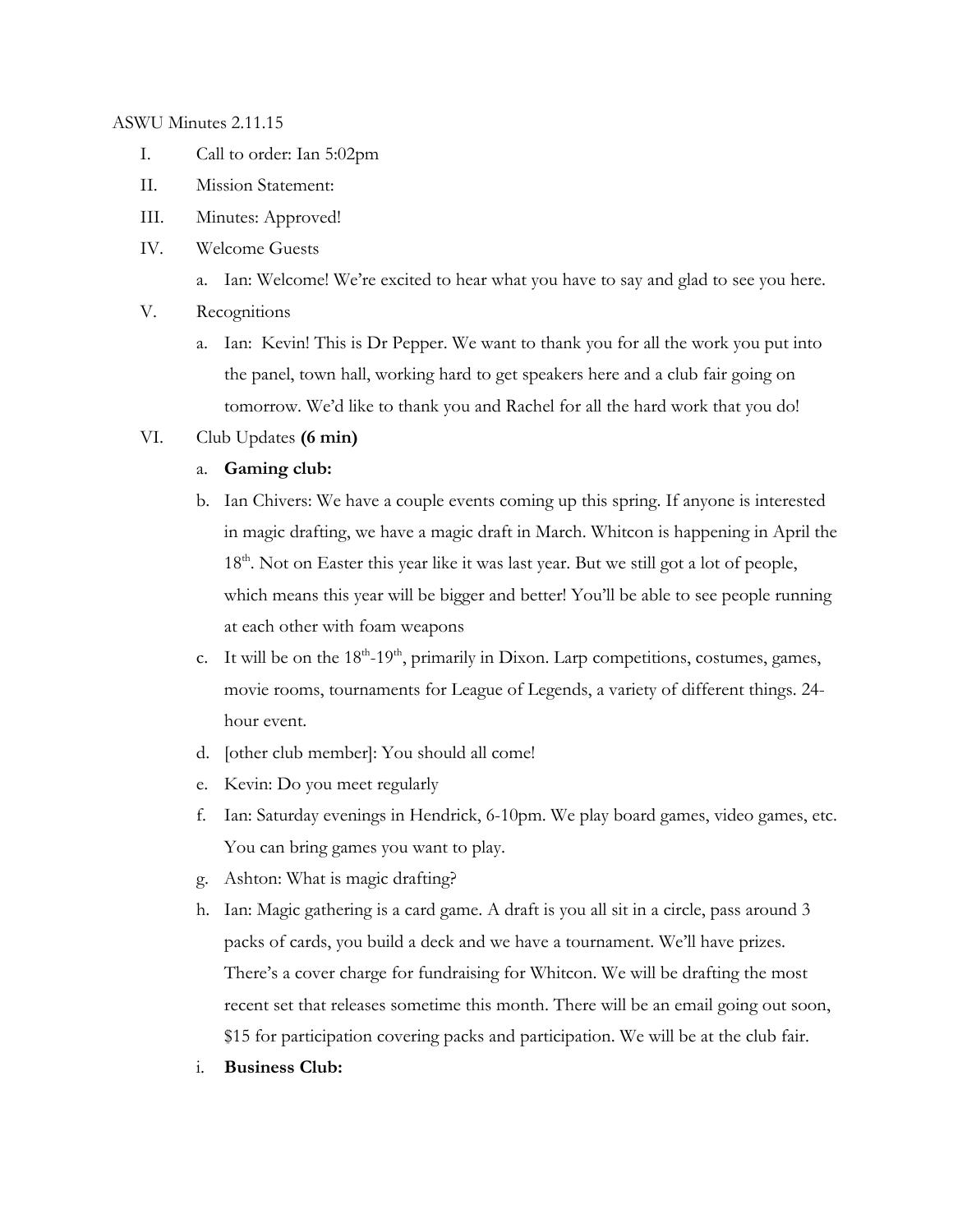ASWU Minutes 2.11.15

I. Call to order: Ian 5:02pm

II. Mission Statement:

III. Minutes: Approved!

IV. Welcome Guests

   a. Ian: Welcome! We're excited to hear what you have to say and glad to see you here.

V. Recognitions

   a. Ian: Kevin! This is Dr Pepper. We want to thank you for all the work you put into the panel, town hall, working hard to get speakers here and a club fair going on tomorrow. We'd like to thank you and Rachel for all the hard work that you do!

VI. Club Updates **(6 min)**

   a. **Gaming club:**

   b. Ian Chivers: We have a couple events coming up this spring. If anyone is interested in magic drafting, we have a magic draft in March. Whitcon is happening in April the 18th. Not on Easter this year like it was last year. But we still got a lot of people, which means this year will be bigger and better! You'll be able to see people running at each other with foam weapons

   c. It will be on the 18th-19th, primarily in Dixon. Larp competitions, costumes, games, movie rooms, tournaments for League of Legends, a variety of different things. 24-hour event.

   d. [other club member]: You should all come!

   e. Kevin: Do you meet regularly

   f. Ian: Saturday evenings in Hendrick, 6-10pm. We play board games, video games, etc. You can bring games you want to play.

   g. Ashton: What is magic drafting?

   h. Ian: Magic gathering is a card game. A draft is you all sit in a circle, pass around 3 packs of cards, you build a deck and we have a tournament. We'll have prizes. There's a cover charge for fundraising for Whitcon. We will be drafting the most recent set that releases sometime this month. There will be an email going out soon, $15 for participation covering packs and participation. We will be at the club fair.

   i. **Business Club:**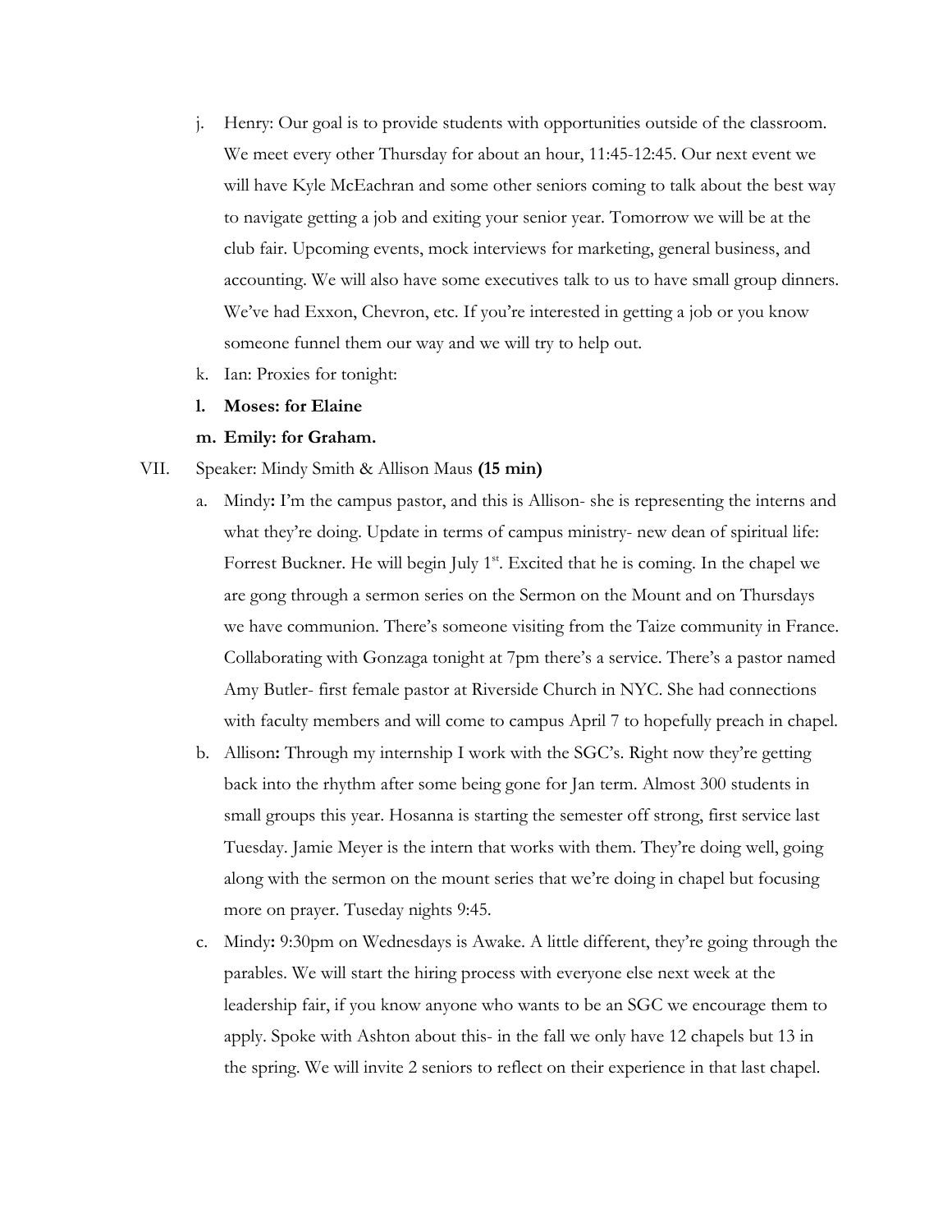j. Henry: Our goal is to provide students with opportunities outside of the classroom. We meet every other Thursday for about an hour, 11:45-12:45. Our next event we will have Kyle McEachran and some other seniors coming to talk about the best way to navigate getting a job and exiting your senior year. Tomorrow we will be at the club fair. Upcoming events, mock interviews for marketing, general business, and accounting. We will also have some executives talk to us to have small group dinners. We've had Exxon, Chevron, etc. If you're interested in getting a job or you know someone funnel them our way and we will try to help out.

k. Ian: Proxies for tonight:

**l. Moses: for Elaine**

**m. Emily: for Graham.**

VII. Speaker: Mindy Smith & Allison Maus **(15 min)**

a. Mindy**:** I'm the campus pastor, and this is Allison- she is representing the interns and what they're doing. Update in terms of campus ministry- new dean of spiritual life: Forrest Buckner. He will begin July 1st. Excited that he is coming. In the chapel we are gong through a sermon series on the Sermon on the Mount and on Thursdays we have communion. There's someone visiting from the Taize community in France. Collaborating with Gonzaga tonight at 7pm there's a service. There's a pastor named Amy Butler- first female pastor at Riverside Church in NYC. She had connections with faculty members and will come to campus April 7 to hopefully preach in chapel.

b. Allison**:** Through my internship I work with the SGC's. Right now they're getting back into the rhythm after some being gone for Jan term. Almost 300 students in small groups this year. Hosanna is starting the semester off strong, first service last Tuesday. Jamie Meyer is the intern that works with them. They're doing well, going along with the sermon on the mount series that we're doing in chapel but focusing more on prayer. Tuseday nights 9:45.

c. Mindy**:** 9:30pm on Wednesdays is Awake. A little different, they're going through the parables. We will start the hiring process with everyone else next week at the leadership fair, if you know anyone who wants to be an SGC we encourage them to apply. Spoke with Ashton about this- in the fall we only have 12 chapels but 13 in the spring. We will invite 2 seniors to reflect on their experience in that last chapel.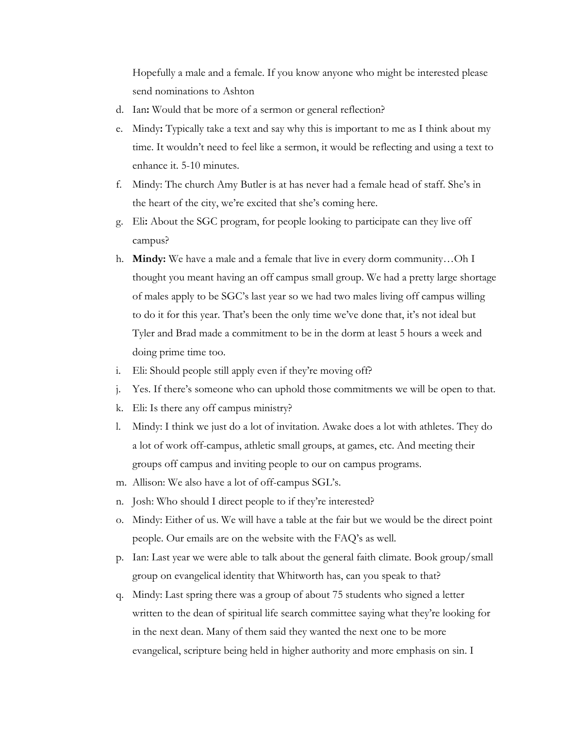Hopefully a male and a female. If you know anyone who might be interested please send nominations to Ashton

d. Ian**:** Would that be more of a sermon or general reflection?
e. Mindy**:** Typically take a text and say why this is important to me as I think about my time. It wouldn't need to feel like a sermon, it would be reflecting and using a text to enhance it. 5-10 minutes.
f. Mindy: The church Amy Butler is at has never had a female head of staff. She's in the heart of the city, we're excited that she's coming here.
g. Eli**:** About the SGC program, for people looking to participate can they live off campus?
h. **Mindy:** We have a male and a female that live in every dorm community…Oh I thought you meant having an off campus small group. We had a pretty large shortage of males apply to be SGC's last year so we had two males living off campus willing to do it for this year. That's been the only time we've done that, it's not ideal but Tyler and Brad made a commitment to be in the dorm at least 5 hours a week and doing prime time too.
i. Eli: Should people still apply even if they're moving off?
j. Yes. If there's someone who can uphold those commitments we will be open to that.
k. Eli: Is there any off campus ministry?
l. Mindy: I think we just do a lot of invitation. Awake does a lot with athletes. They do a lot of work off-campus, athletic small groups, at games, etc. And meeting their groups off campus and inviting people to our on campus programs.
m. Allison: We also have a lot of off-campus SGL's.
n. Josh: Who should I direct people to if they're interested?
o. Mindy: Either of us. We will have a table at the fair but we would be the direct point people. Our emails are on the website with the FAQ's as well.
p. Ian: Last year we were able to talk about the general faith climate. Book group/small group on evangelical identity that Whitworth has, can you speak to that?
q. Mindy: Last spring there was a group of about 75 students who signed a letter written to the dean of spiritual life search committee saying what they're looking for in the next dean. Many of them said they wanted the next one to be more evangelical, scripture being held in higher authority and more emphasis on sin. I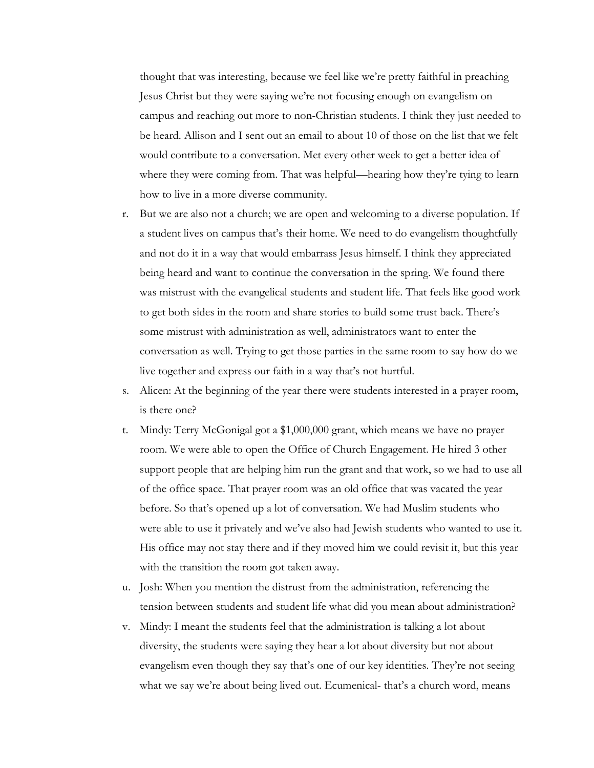thought that was interesting, because we feel like we're pretty faithful in preaching Jesus Christ but they were saying we're not focusing enough on evangelism on campus and reaching out more to non-Christian students. I think they just needed to be heard. Allison and I sent out an email to about 10 of those on the list that we felt would contribute to a conversation. Met every other week to get a better idea of where they were coming from. That was helpful—hearing how they're tying to learn how to live in a more diverse community.

r. But we are also not a church; we are open and welcoming to a diverse population. If a student lives on campus that's their home. We need to do evangelism thoughtfully and not do it in a way that would embarrass Jesus himself. I think they appreciated being heard and want to continue the conversation in the spring. We found there was mistrust with the evangelical students and student life. That feels like good work to get both sides in the room and share stories to build some trust back. There's some mistrust with administration as well, administrators want to enter the conversation as well. Trying to get those parties in the same room to say how do we live together and express our faith in a way that's not hurtful.

s. Alicen: At the beginning of the year there were students interested in a prayer room, is there one?

t. Mindy: Terry McGonigal got a $1,000,000 grant, which means we have no prayer room. We were able to open the Office of Church Engagement. He hired 3 other support people that are helping him run the grant and that work, so we had to use all of the office space. That prayer room was an old office that was vacated the year before. So that's opened up a lot of conversation. We had Muslim students who were able to use it privately and we've also had Jewish students who wanted to use it. His office may not stay there and if they moved him we could revisit it, but this year with the transition the room got taken away.

u. Josh: When you mention the distrust from the administration, referencing the tension between students and student life what did you mean about administration?

v. Mindy: I meant the students feel that the administration is talking a lot about diversity, the students were saying they hear a lot about diversity but not about evangelism even though they say that's one of our key identities. They're not seeing what we say we're about being lived out. Ecumenical- that's a church word, means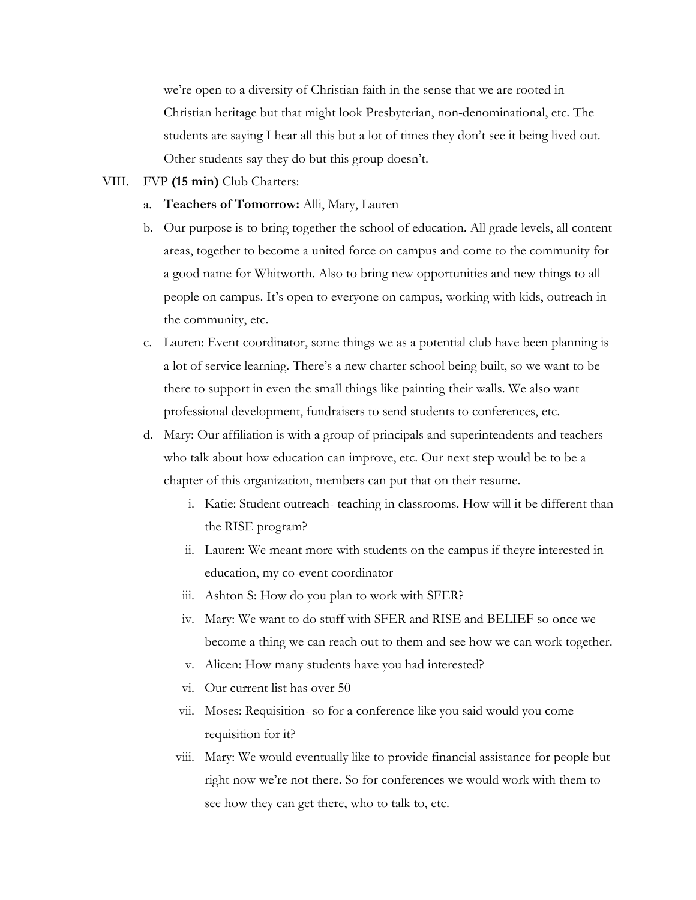we're open to a diversity of Christian faith in the sense that we are rooted in Christian heritage but that might look Presbyterian, non-denominational, etc. The students are saying I hear all this but a lot of times they don't see it being lived out. Other students say they do but this group doesn't.

VIII. FVP **(15 min)** Club Charters:

a. **Teachers of Tomorrow:** Alli, Mary, Lauren

b. Our purpose is to bring together the school of education. All grade levels, all content areas, together to become a united force on campus and come to the community for a good name for Whitworth. Also to bring new opportunities and new things to all people on campus. It's open to everyone on campus, working with kids, outreach in the community, etc.

c. Lauren: Event coordinator, some things we as a potential club have been planning is a lot of service learning. There's a new charter school being built, so we want to be there to support in even the small things like painting their walls. We also want professional development, fundraisers to send students to conferences, etc.

d. Mary: Our affiliation is with a group of principals and superintendents and teachers who talk about how education can improve, etc. Our next step would be to be a chapter of this organization, members can put that on their resume.

   i. Katie: Student outreach- teaching in classrooms. How will it be different than the RISE program?

   ii. Lauren: We meant more with students on the campus if theyre interested in education, my co-event coordinator

   iii. Ashton S: How do you plan to work with SFER?

   iv. Mary: We want to do stuff with SFER and RISE and BELIEF so once we become a thing we can reach out to them and see how we can work together.

   v. Alicen: How many students have you had interested?

   vi. Our current list has over 50

   vii. Moses: Requisition- so for a conference like you said would you come requisition for it?

   viii. Mary: We would eventually like to provide financial assistance for people but right now we're not there. So for conferences we would work with them to see how they can get there, who to talk to, etc.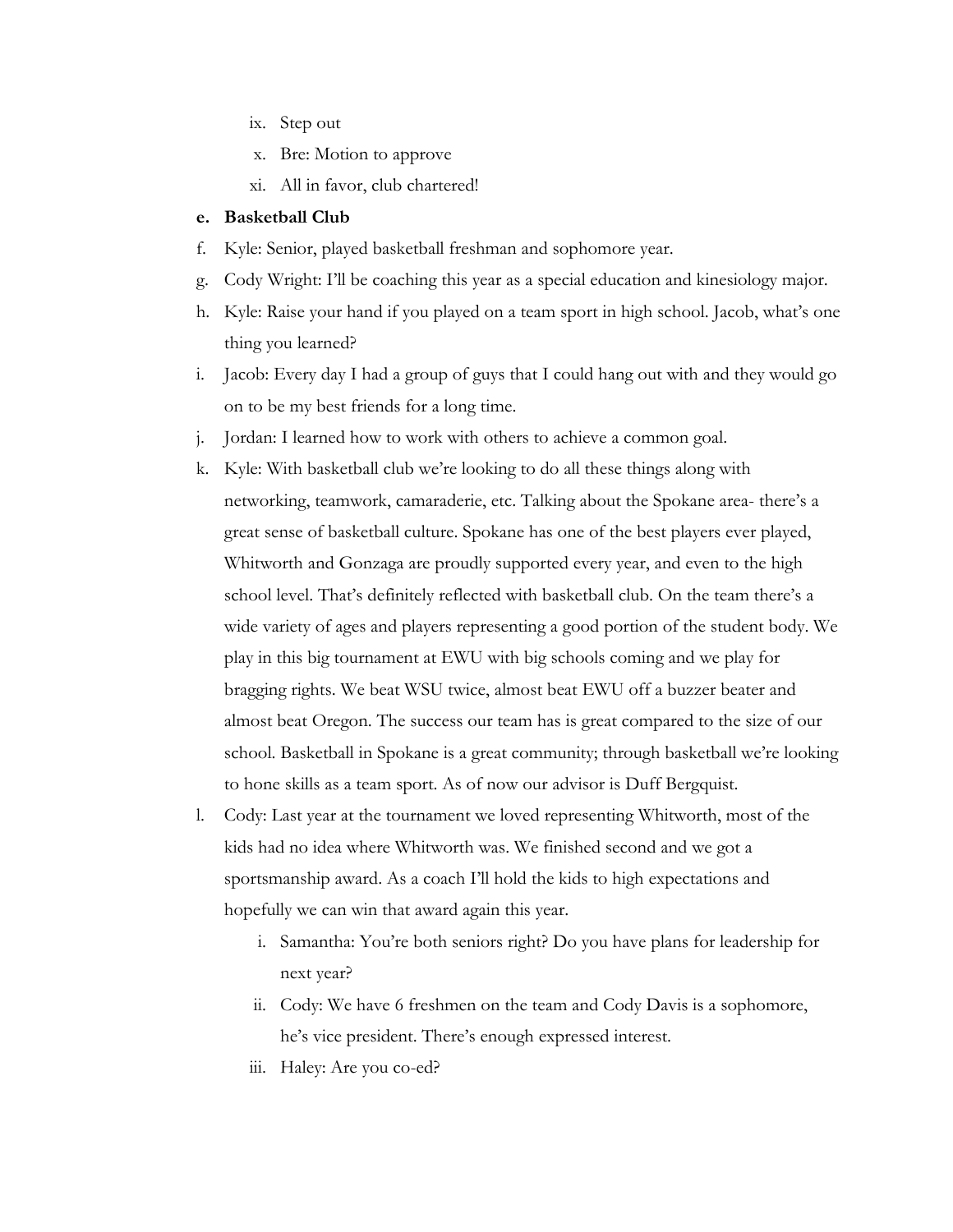ix. Step out

x. Bre: Motion to approve

xi. All in favor, club chartered!

**e. Basketball Club**

f. Kyle: Senior, played basketball freshman and sophomore year.

g. Cody Wright: I'll be coaching this year as a special education and kinesiology major.

h. Kyle: Raise your hand if you played on a team sport in high school. Jacob, what's one thing you learned?

i. Jacob: Every day I had a group of guys that I could hang out with and they would go on to be my best friends for a long time.

j. Jordan: I learned how to work with others to achieve a common goal.

k. Kyle: With basketball club we're looking to do all these things along with networking, teamwork, camaraderie, etc. Talking about the Spokane area- there's a great sense of basketball culture. Spokane has one of the best players ever played, Whitworth and Gonzaga are proudly supported every year, and even to the high school level. That's definitely reflected with basketball club. On the team there's a wide variety of ages and players representing a good portion of the student body. We play in this big tournament at EWU with big schools coming and we play for bragging rights. We beat WSU twice, almost beat EWU off a buzzer beater and almost beat Oregon. The success our team has is great compared to the size of our school. Basketball in Spokane is a great community; through basketball we're looking to hone skills as a team sport. As of now our advisor is Duff Bergquist.

l. Cody: Last year at the tournament we loved representing Whitworth, most of the kids had no idea where Whitworth was. We finished second and we got a sportsmanship award. As a coach I'll hold the kids to high expectations and hopefully we can win that award again this year.

  i. Samantha: You're both seniors right? Do you have plans for leadership for next year?

  ii. Cody: We have 6 freshmen on the team and Cody Davis is a sophomore, he's vice president. There's enough expressed interest.

  iii. Haley: Are you co-ed?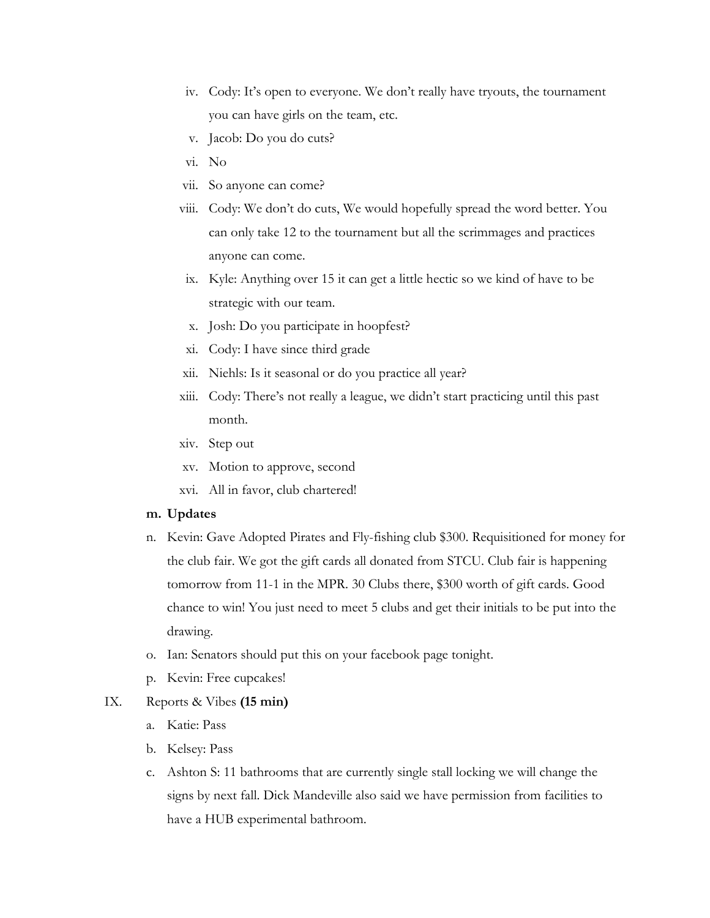iv. Cody: It's open to everyone. We don't really have tryouts, the tournament you can have girls on the team, etc.

v. Jacob: Do you do cuts?

vi. No

vii. So anyone can come?

viii. Cody: We don't do cuts, We would hopefully spread the word better. You can only take 12 to the tournament but all the scrimmages and practices anyone can come.

ix. Kyle: Anything over 15 it can get a little hectic so we kind of have to be strategic with our team.

x. Josh: Do you participate in hoopfest?

xi. Cody: I have since third grade

xii. Niehls: Is it seasonal or do you practice all year?

xiii. Cody: There's not really a league, we didn't start practicing until this past month.

xiv. Step out

xv. Motion to approve, second

xvi. All in favor, club chartered!

**m. Updates**

n. Kevin: Gave Adopted Pirates and Fly-fishing club $300. Requisitioned for money for the club fair. We got the gift cards all donated from STCU. Club fair is happening tomorrow from 11-1 in the MPR. 30 Clubs there, $300 worth of gift cards. Good chance to win! You just need to meet 5 clubs and get their initials to be put into the drawing.

o. Ian: Senators should put this on your facebook page tonight.

p. Kevin: Free cupcakes!

IX. Reports & Vibes **(15 min)**

a. Katie: Pass

b. Kelsey: Pass

c. Ashton S: 11 bathrooms that are currently single stall locking we will change the signs by next fall. Dick Mandeville also said we have permission from facilities to have a HUB experimental bathroom.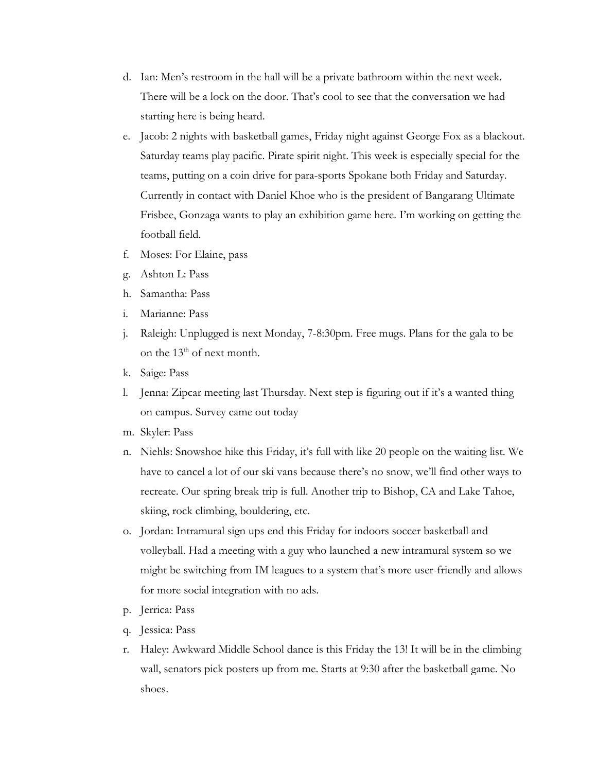d. Ian: Men's restroom in the hall will be a private bathroom within the next week. There will be a lock on the door. That's cool to see that the conversation we had starting here is being heard.

e. Jacob: 2 nights with basketball games, Friday night against George Fox as a blackout. Saturday teams play pacific. Pirate spirit night. This week is especially special for the teams, putting on a coin drive for para-sports Spokane both Friday and Saturday. Currently in contact with Daniel Khoe who is the president of Bangarang Ultimate Frisbee, Gonzaga wants to play an exhibition game here. I'm working on getting the football field.

f. Moses: For Elaine, pass

g. Ashton L: Pass

h. Samantha: Pass

i. Marianne: Pass

j. Raleigh: Unplugged is next Monday, 7-8:30pm. Free mugs. Plans for the gala to be on the 13th of next month.

k. Saige: Pass

l. Jenna: Zipcar meeting last Thursday. Next step is figuring out if it's a wanted thing on campus. Survey came out today

m. Skyler: Pass

n. Niehls: Snowshoe hike this Friday, it's full with like 20 people on the waiting list. We have to cancel a lot of our ski vans because there's no snow, we'll find other ways to recreate. Our spring break trip is full. Another trip to Bishop, CA and Lake Tahoe, skiing, rock climbing, bouldering, etc.

o. Jordan: Intramural sign ups end this Friday for indoors soccer basketball and volleyball. Had a meeting with a guy who launched a new intramural system so we might be switching from IM leagues to a system that's more user-friendly and allows for more social integration with no ads.

p. Jerrica: Pass

q. Jessica: Pass

r. Haley: Awkward Middle School dance is this Friday the 13! It will be in the climbing wall, senators pick posters up from me. Starts at 9:30 after the basketball game. No shoes.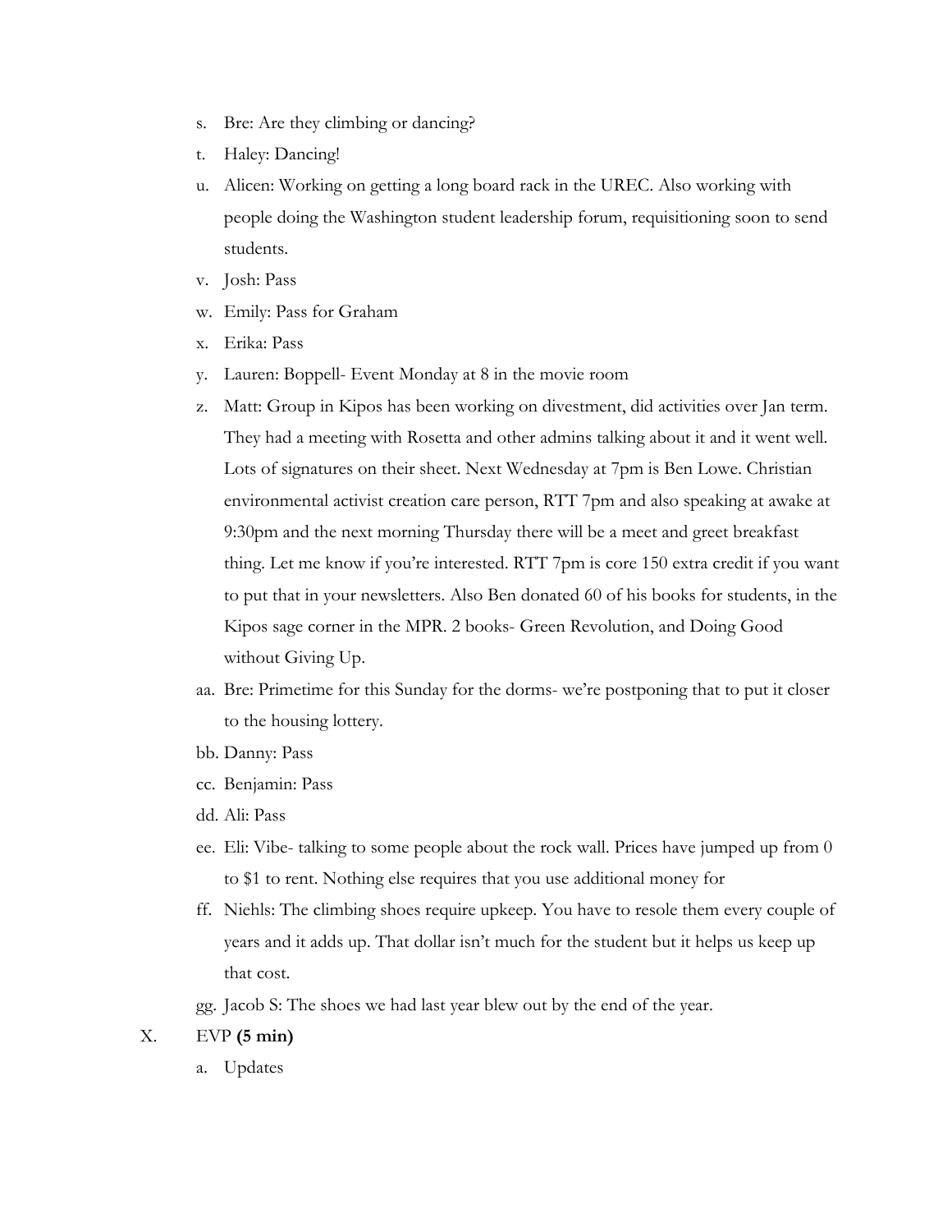s. Bre: Are they climbing or dancing?

t. Haley: Dancing!

u. Alicen: Working on getting a long board rack in the UREC. Also working with people doing the Washington student leadership forum, requisitioning soon to send students.

v. Josh: Pass

w. Emily: Pass for Graham

x. Erika: Pass

y. Lauren: Boppell- Event Monday at 8 in the movie room

z. Matt: Group in Kipos has been working on divestment, did activities over Jan term. They had a meeting with Rosetta and other admins talking about it and it went well. Lots of signatures on their sheet. Next Wednesday at 7pm is Ben Lowe. Christian environmental activist creation care person, RTT 7pm and also speaking at awake at 9:30pm and the next morning Thursday there will be a meet and greet breakfast thing. Let me know if you're interested. RTT 7pm is core 150 extra credit if you want to put that in your newsletters. Also Ben donated 60 of his books for students, in the Kipos sage corner in the MPR. 2 books- Green Revolution, and Doing Good without Giving Up.

aa. Bre: Primetime for this Sunday for the dorms- we're postponing that to put it closer to the housing lottery.

bb. Danny: Pass

cc. Benjamin: Pass

dd. Ali: Pass

ee. Eli: Vibe- talking to some people about the rock wall. Prices have jumped up from 0 to $1 to rent. Nothing else requires that you use additional money for

ff. Niehls: The climbing shoes require upkeep. You have to resole them every couple of years and it adds up. That dollar isn't much for the student but it helps us keep up that cost.

gg. Jacob S: The shoes we had last year blew out by the end of the year.

X. EVP **(5 min)**

a. Updates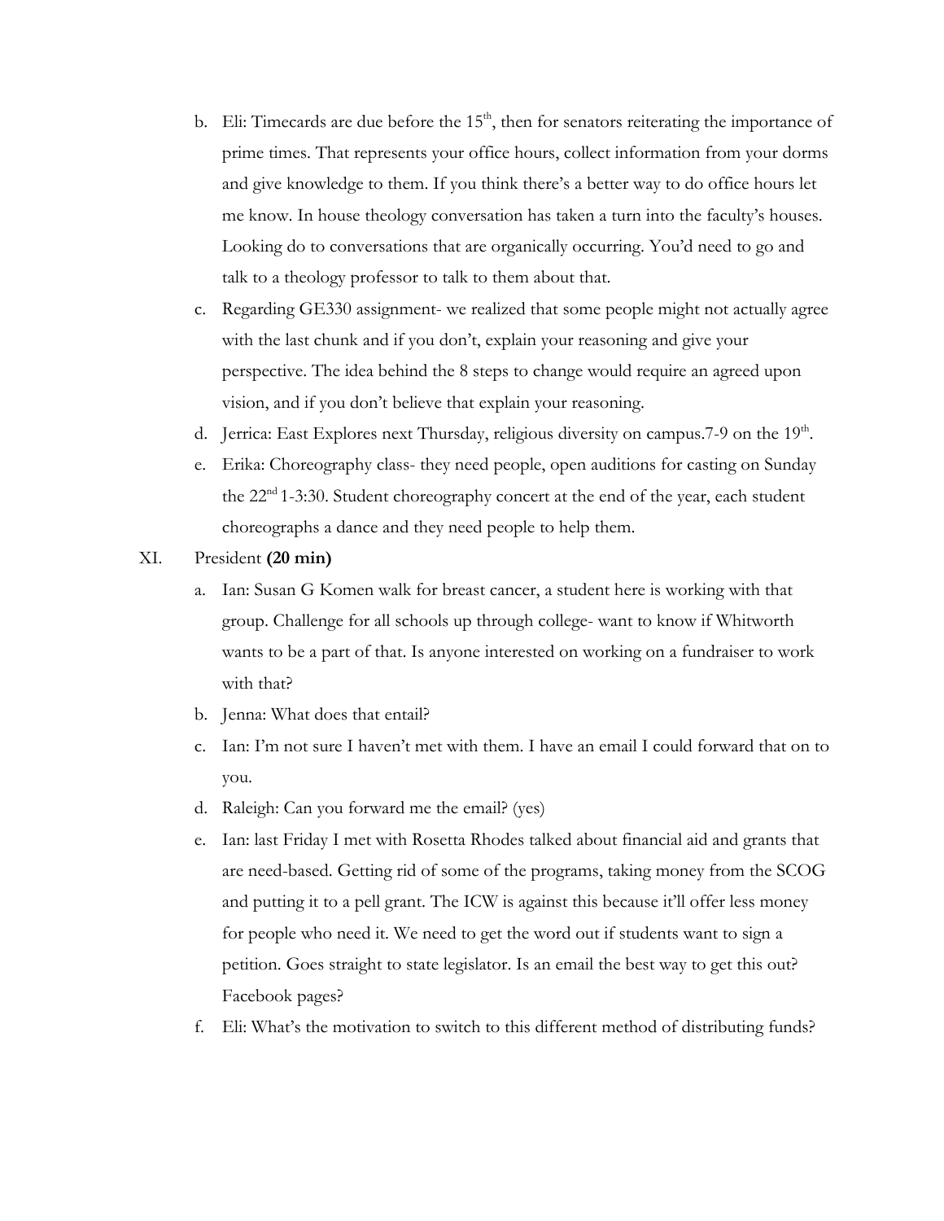b. Eli: Timecards are due before the 15th, then for senators reiterating the importance of prime times. That represents your office hours, collect information from your dorms and give knowledge to them. If you think there's a better way to do office hours let me know. In house theology conversation has taken a turn into the faculty's houses. Looking do to conversations that are organically occurring. You'd need to go and talk to a theology professor to talk to them about that.

c. Regarding GE330 assignment- we realized that some people might not actually agree with the last chunk and if you don't, explain your reasoning and give your perspective. The idea behind the 8 steps to change would require an agreed upon vision, and if you don't believe that explain your reasoning.

d. Jerrica: East Explores next Thursday, religious diversity on campus.7-9 on the 19th.

e. Erika: Choreography class- they need people, open auditions for casting on Sunday the 22nd 1-3:30. Student choreography concert at the end of the year, each student choreographs a dance and they need people to help them.

XI. President **(20 min)**

a. Ian: Susan G Komen walk for breast cancer, a student here is working with that group. Challenge for all schools up through college- want to know if Whitworth wants to be a part of that. Is anyone interested on working on a fundraiser to work with that?

b. Jenna: What does that entail?

c. Ian: I'm not sure I haven't met with them. I have an email I could forward that on to you.

d. Raleigh: Can you forward me the email? (yes)

e. Ian: last Friday I met with Rosetta Rhodes talked about financial aid and grants that are need-based. Getting rid of some of the programs, taking money from the SCOG and putting it to a pell grant. The ICW is against this because it'll offer less money for people who need it. We need to get the word out if students want to sign a petition. Goes straight to state legislator. Is an email the best way to get this out? Facebook pages?

f. Eli: What's the motivation to switch to this different method of distributing funds?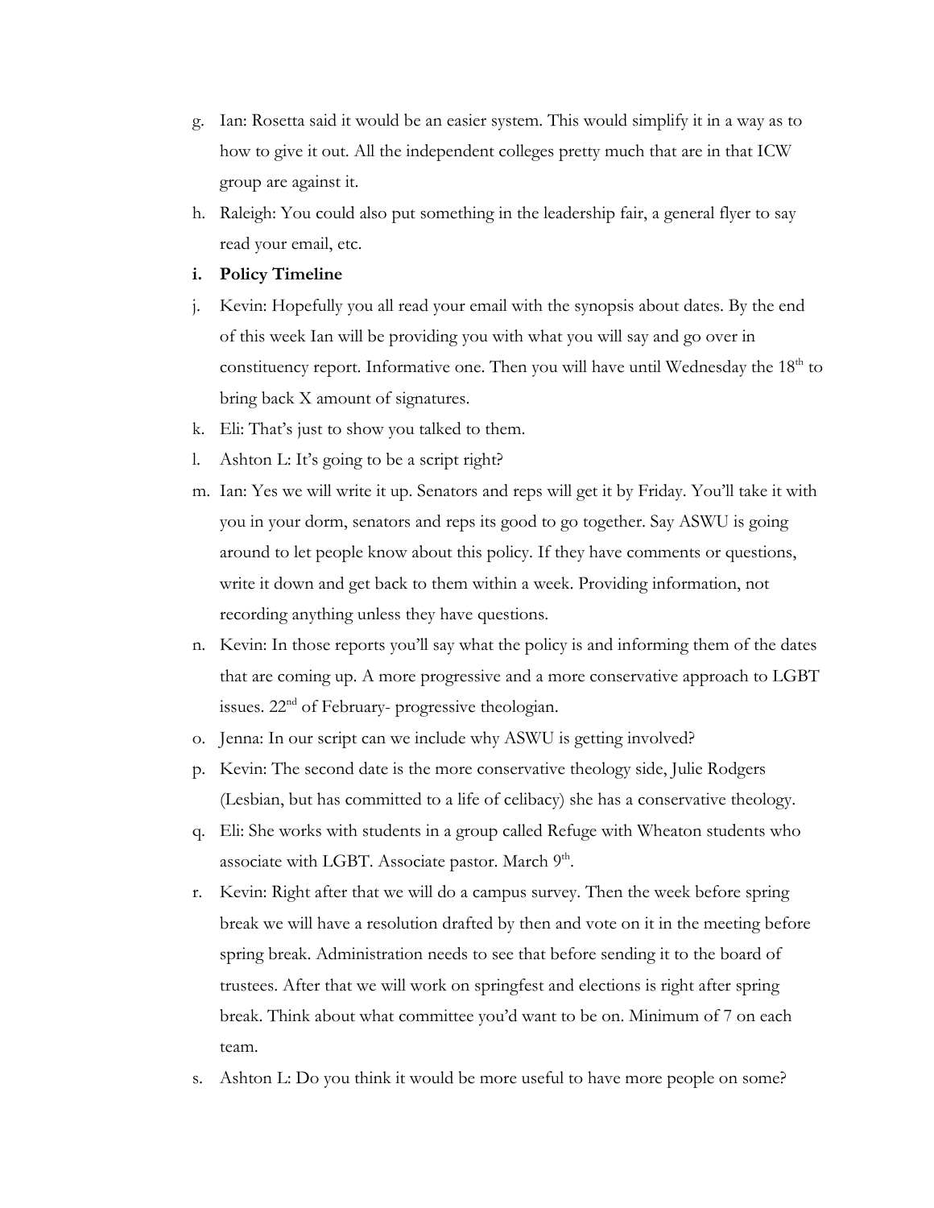g. Ian: Rosetta said it would be an easier system. This would simplify it in a way as to how to give it out. All the independent colleges pretty much that are in that ICW group are against it.

h. Raleigh: You could also put something in the leadership fair, a general flyer to say read your email, etc.

i. **Policy Timeline**

j. Kevin: Hopefully you all read your email with the synopsis about dates. By the end of this week Ian will be providing you with what you will say and go over in constituency report. Informative one. Then you will have until Wednesday the 18th to bring back X amount of signatures.

k. Eli: That's just to show you talked to them.

l. Ashton L: It's going to be a script right?

m. Ian: Yes we will write it up. Senators and reps will get it by Friday. You'll take it with you in your dorm, senators and reps its good to go together. Say ASWU is going around to let people know about this policy. If they have comments or questions, write it down and get back to them within a week. Providing information, not recording anything unless they have questions.

n. Kevin: In those reports you'll say what the policy is and informing them of the dates that are coming up. A more progressive and a more conservative approach to LGBT issues. 22nd of February- progressive theologian.

o. Jenna: In our script can we include why ASWU is getting involved?

p. Kevin: The second date is the more conservative theology side, Julie Rodgers (Lesbian, but has committed to a life of celibacy) she has a conservative theology.

q. Eli: She works with students in a group called Refuge with Wheaton students who associate with LGBT. Associate pastor. March 9th.

r. Kevin: Right after that we will do a campus survey. Then the week before spring break we will have a resolution drafted by then and vote on it in the meeting before spring break. Administration needs to see that before sending it to the board of trustees. After that we will work on springfest and elections is right after spring break. Think about what committee you'd want to be on. Minimum of 7 on each team.

s. Ashton L: Do you think it would be more useful to have more people on some?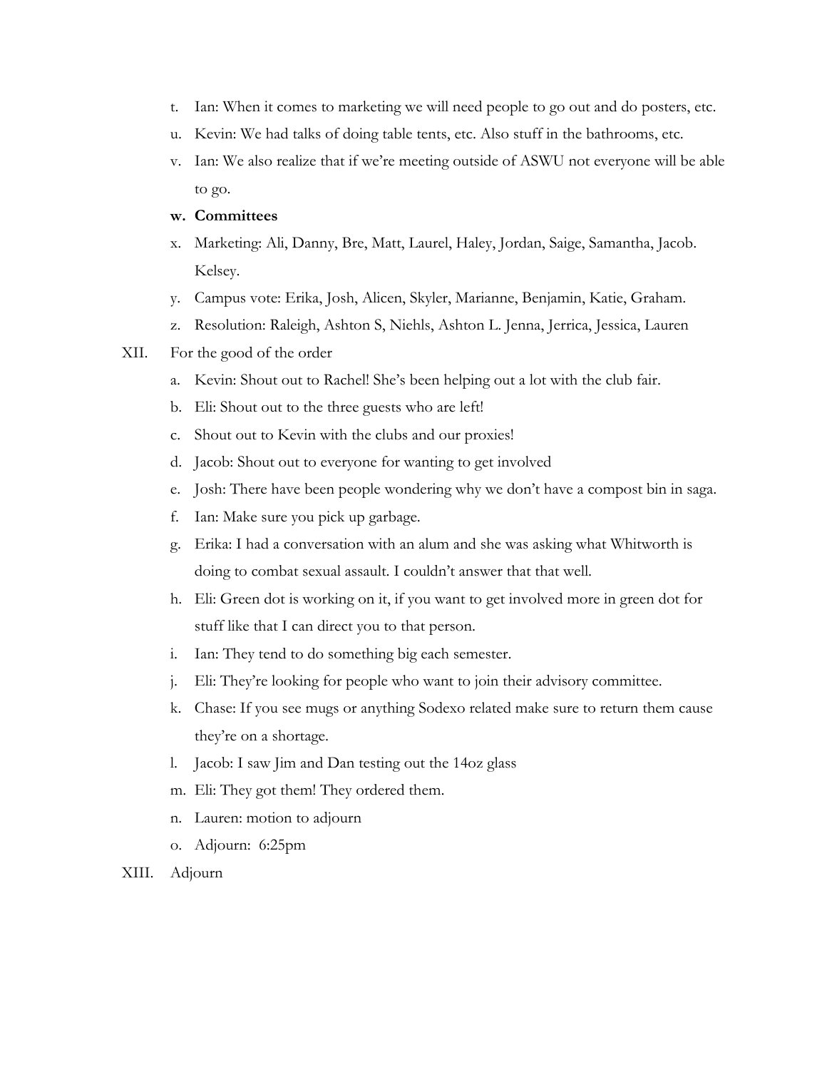t. Ian: When it comes to marketing we will need people to go out and do posters, etc.
u. Kevin: We had talks of doing table tents, etc. Also stuff in the bathrooms, etc.
v. Ian: We also realize that if we're meeting outside of ASWU not everyone will be able to go.
w. **Committees**
x. Marketing: Ali, Danny, Bre, Matt, Laurel, Haley, Jordan, Saige, Samantha, Jacob. Kelsey.
y. Campus vote: Erika, Josh, Alicen, Skyler, Marianne, Benjamin, Katie, Graham.
z. Resolution: Raleigh, Ashton S, Niehls, Ashton L. Jenna, Jerrica, Jessica, Lauren

XII. For the good of the order

a. Kevin: Shout out to Rachel! She's been helping out a lot with the club fair.
b. Eli: Shout out to the three guests who are left!
c. Shout out to Kevin with the clubs and our proxies!
d. Jacob: Shout out to everyone for wanting to get involved
e. Josh: There have been people wondering why we don't have a compost bin in saga.
f. Ian: Make sure you pick up garbage.
g. Erika: I had a conversation with an alum and she was asking what Whitworth is doing to combat sexual assault. I couldn't answer that that well.
h. Eli: Green dot is working on it, if you want to get involved more in green dot for stuff like that I can direct you to that person.
i. Ian: They tend to do something big each semester.
j. Eli: They're looking for people who want to join their advisory committee.
k. Chase: If you see mugs or anything Sodexo related make sure to return them cause they're on a shortage.
l. Jacob: I saw Jim and Dan testing out the 14oz glass
m. Eli: They got them! They ordered them.
n. Lauren: motion to adjourn
o. Adjourn: 6:25pm

XIII. Adjourn